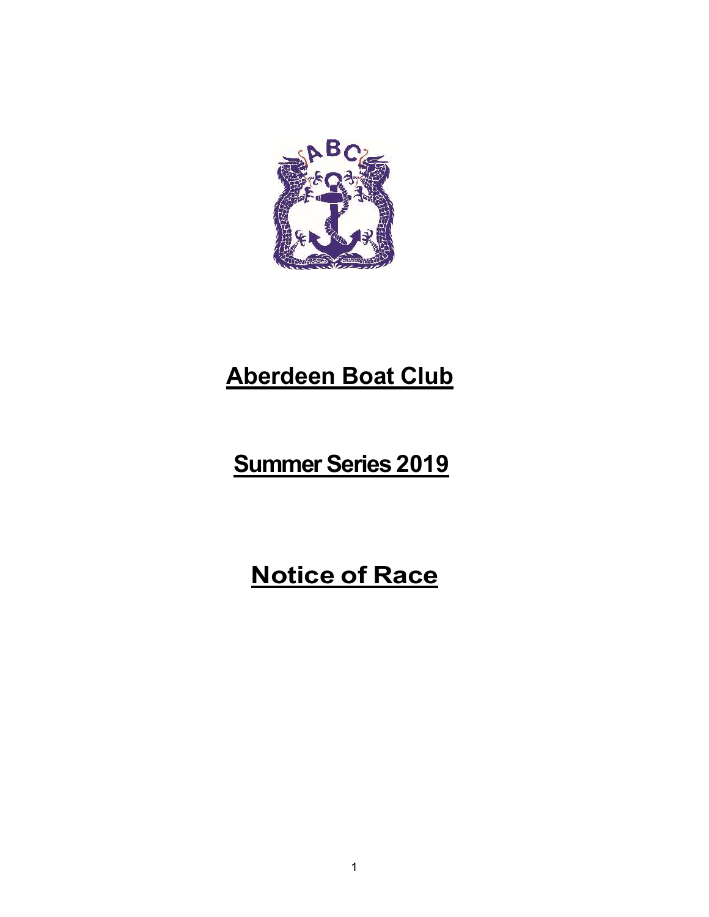# Aberdeen Boat Club

## Summer Series 2019

## Notice of Race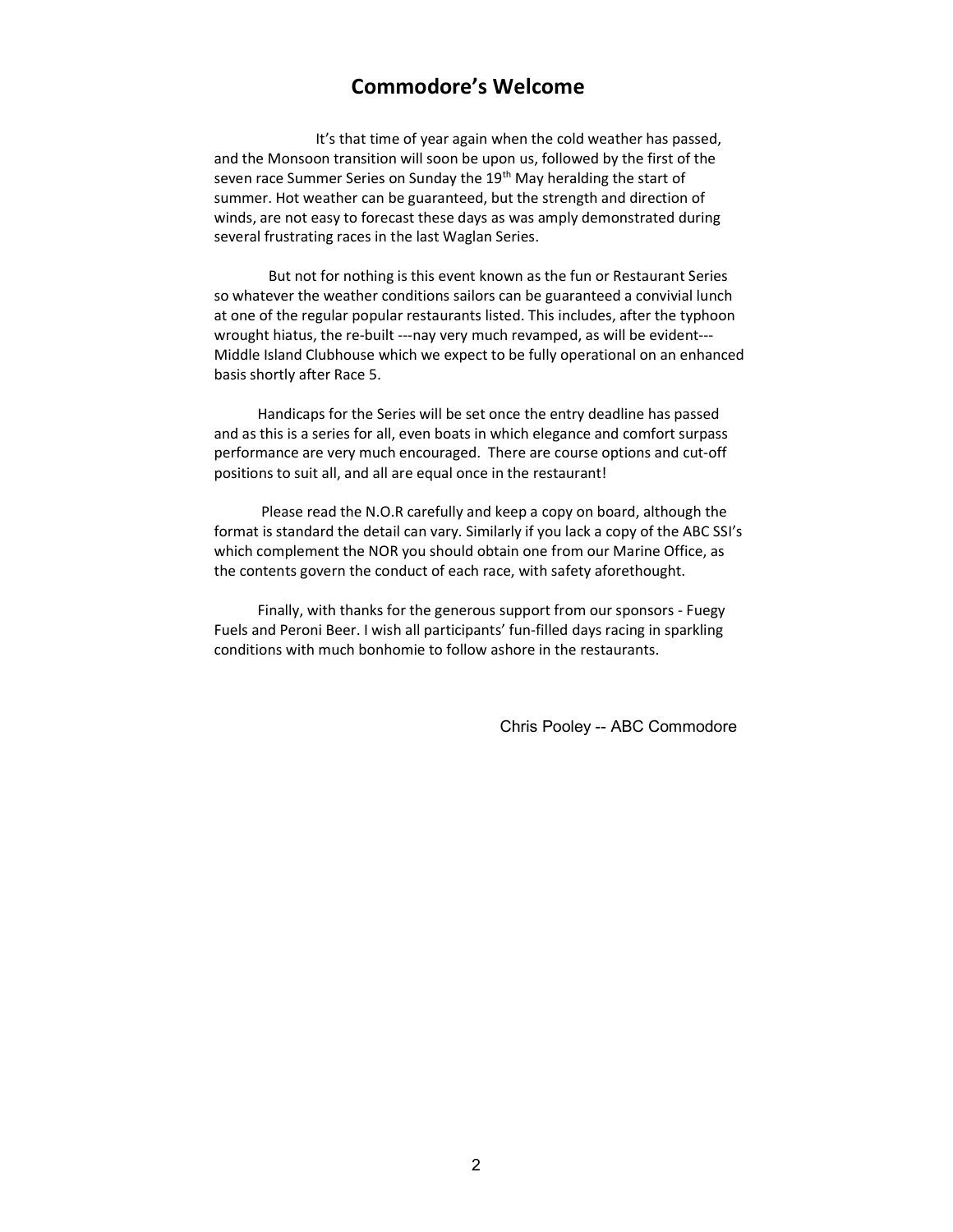# Commodore's Welcome

It's that time of year again when the cold weather has passed, and the Monsoon transition will soon be upon us, followed by the first of the seven race Summer Series on Sunday the 19th May heralding the start of summer. Hot weather can be guaranteed, but the strength and direction of winds, are not easy to forecast these days as was amply demonstrated during several frustrating races in the last Waglan Series.

But not for nothing is this event known as the fun or Restaurant Series so whatever the weather conditions sailors can be guaranteed a convivial lunch at one of the regular popular restaurants listed. This includes, after the typhoon wrought hiatus, the re-built ---nay very much revamped, as will be evident--- Middle Island Clubhouse which we expect to be fully operational on an enhanced basis shortly after Race 5.

Handicaps for the Series will be set once the entry deadline has passed and as this is a series for all, even boats in which elegance and comfort surpass performance are very much encouraged. There are course options and cut-off positions to suit all, and all are equal once in the restaurant!

Please read the N.O.R carefully and keep a copy on board, although the format is standard the detail can vary. Similarly if you lack a copy of the ABC SSI's which complement the NOR you should obtain one from our Marine Office, as the contents govern the conduct of each race, with safety aforethought.

Finally, with thanks for the generous support from our sponsors - Fuegy Fuels and Peroni Beer. I wish all participants' fun-filled days racing in sparkling conditions with much bonhomie to follow ashore in the restaurants.

Chris Pooley -- ABC Commodore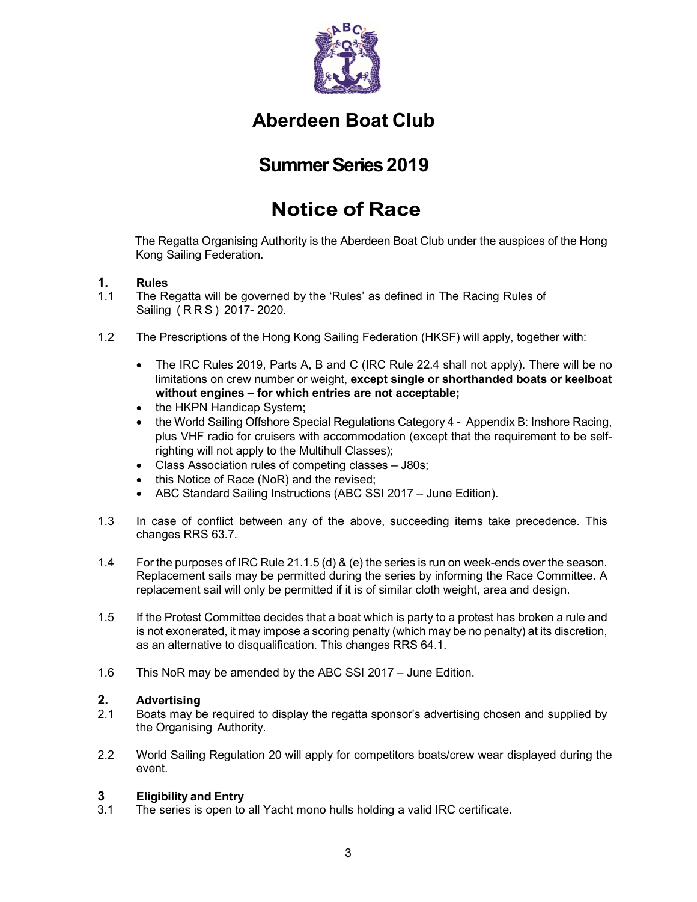# Aberdeen Boat Club

## Summer Series 2019

# Notice of Race

The Regatta Organising Authority is the Aberdeen Boat Club under the auspices of the Hong Kong Sailing Federation.

### 1. Rules

1.1 The Regatta will be governed by the 'Rules' as defined in The Racing Rules of Sailing ( R R S ) 2017- 2020.

1.2 The Prescriptions of the Hong Kong Sailing Federation (HKSF) will apply, together with:

- The IRC Rules 2019, Parts A, B and C (IRC Rule 22.4 shall not apply). There will be no limitations on crew number or weight, **except single or shorthanded boats or keelboat without engines – for which entries are not acceptable;**
- the HKPN Handicap System;
- the World Sailing Offshore Special Regulations Category 4 - Appendix B: Inshore Racing, plus VHF radio for cruisers with accommodation (except that the requirement to be self-righting will not apply to the Multihull Classes);
- Class Association rules of competing classes – J80s;
- this Notice of Race (NoR) and the revised;
- ABC Standard Sailing Instructions (ABC SSI 2017 – June Edition).

1.3 In case of conflict between any of the above, succeeding items take precedence. This changes RRS 63.7.

1.4 For the purposes of IRC Rule 21.1.5 (d) & (e) the series is run on week-ends over the season. Replacement sails may be permitted during the series by informing the Race Committee. A replacement sail will only be permitted if it is of similar cloth weight, area and design.

1.5 If the Protest Committee decides that a boat which is party to a protest has broken a rule and is not exonerated, it may impose a scoring penalty (which may be no penalty) at its discretion, as an alternative to disqualification. This changes RRS 64.1.

1.6 This NoR may be amended by the ABC SSI 2017 – June Edition.

### 2. Advertising

2.1 Boats may be required to display the regatta sponsor's advertising chosen and supplied by the Organising Authority.

2.2 World Sailing Regulation 20 will apply for competitors boats/crew wear displayed during the event.

### 3 Eligibility and Entry

3.1 The series is open to all Yacht mono hulls holding a valid IRC certificate.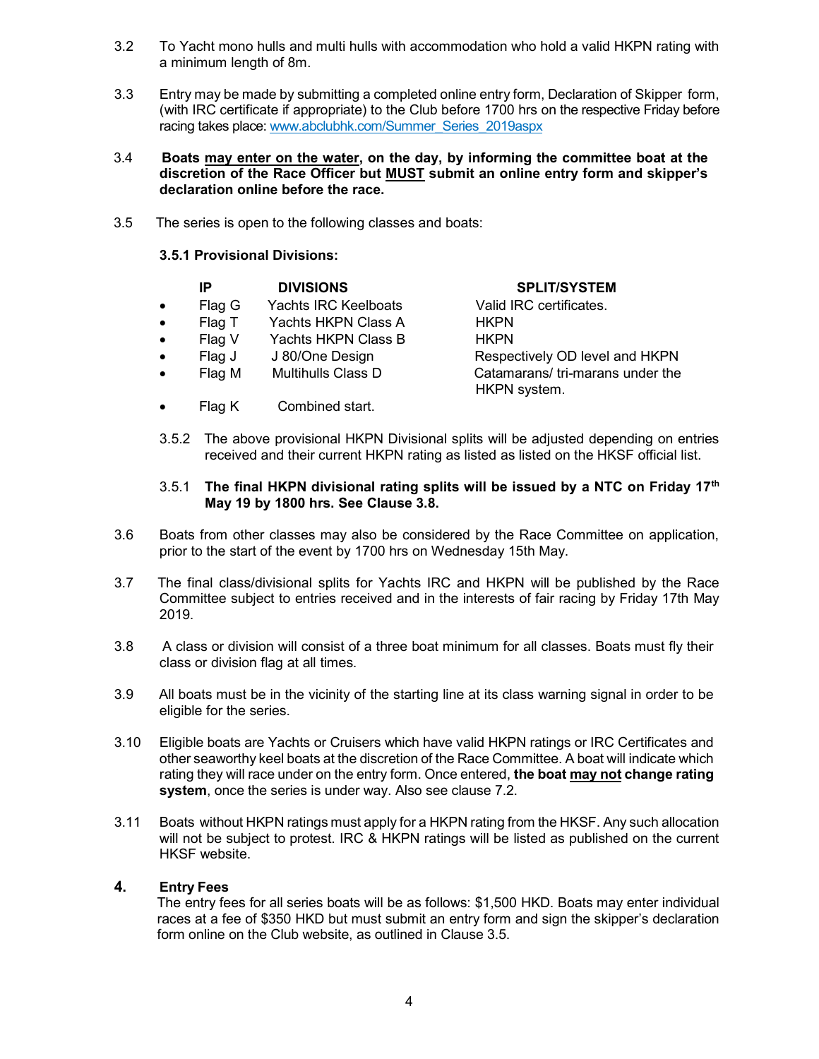3.2 To Yacht mono hulls and multi hulls with accommodation who hold a valid HKPN rating with a minimum length of 8m.

3.3 Entry may be made by submitting a completed online entry form, Declaration of Skipper form, (with IRC certificate if appropriate) to the Club before 1700 hrs on the respective Friday before racing takes place: [www.abclubhk.com/Summer_Series_2019aspx](www.abclubhk.com/Summer_Series_2019aspx)

3.4 **Boats <u>may enter on the water</u>, on the day, by informing the committee boat at the discretion of the Race Officer but <u>MUST</u> submit an online entry form and skipper's declaration online before the race.**

3.5 The series is open to the following classes and boats:

**3.5.1 Provisional Divisions:**

| | IP | DIVISIONS | SPLIT/SYSTEM |
|---|---|---|---|
| • | Flag G | Yachts IRC Keelboats | Valid IRC certificates. |
| • | Flag T | Yachts HKPN Class A | HKPN |
| • | Flag V | Yachts HKPN Class B | HKPN |
| • | Flag J | J 80/One Design | Respectively OD level and HKPN |
| • | Flag M | Multihulls Class D | Catamarans/ tri-marans under the HKPN system. |
| • | Flag K | Combined start. | |

3.5.2 The above provisional HKPN Divisional splits will be adjusted depending on entries received and their current HKPN rating as listed as listed on the HKSF official list.

3.5.1 **The final HKPN divisional rating splits will be issued by a NTC on Friday 17th May 19 by 1800 hrs. See Clause 3.8.**

3.6 Boats from other classes may also be considered by the Race Committee on application, prior to the start of the event by 1700 hrs on Wednesday 15th May.

3.7 The final class/divisional splits for Yachts IRC and HKPN will be published by the Race Committee subject to entries received and in the interests of fair racing by Friday 17th May 2019.

3.8 A class or division will consist of a three boat minimum for all classes. Boats must fly their class or division flag at all times.

3.9 All boats must be in the vicinity of the starting line at its class warning signal in order to be eligible for the series.

3.10 Eligible boats are Yachts or Cruisers which have valid HKPN ratings or IRC Certificates and other seaworthy keel boats at the discretion of the Race Committee. A boat will indicate which rating they will race under on the entry form. Once entered, **the boat <u>may not</u> change rating system**, once the series is under way. Also see clause 7.2.

3.11 Boats without HKPN ratings must apply for a HKPN rating from the HKSF. Any such allocation will not be subject to protest. IRC & HKPN ratings will be listed as published on the current HKSF website.

## 4. Entry Fees

The entry fees for all series boats will be as follows: $1,500 HKD. Boats may enter individual races at a fee of $350 HKD but must submit an entry form and sign the skipper's declaration form online on the Club website, as outlined in Clause 3.5.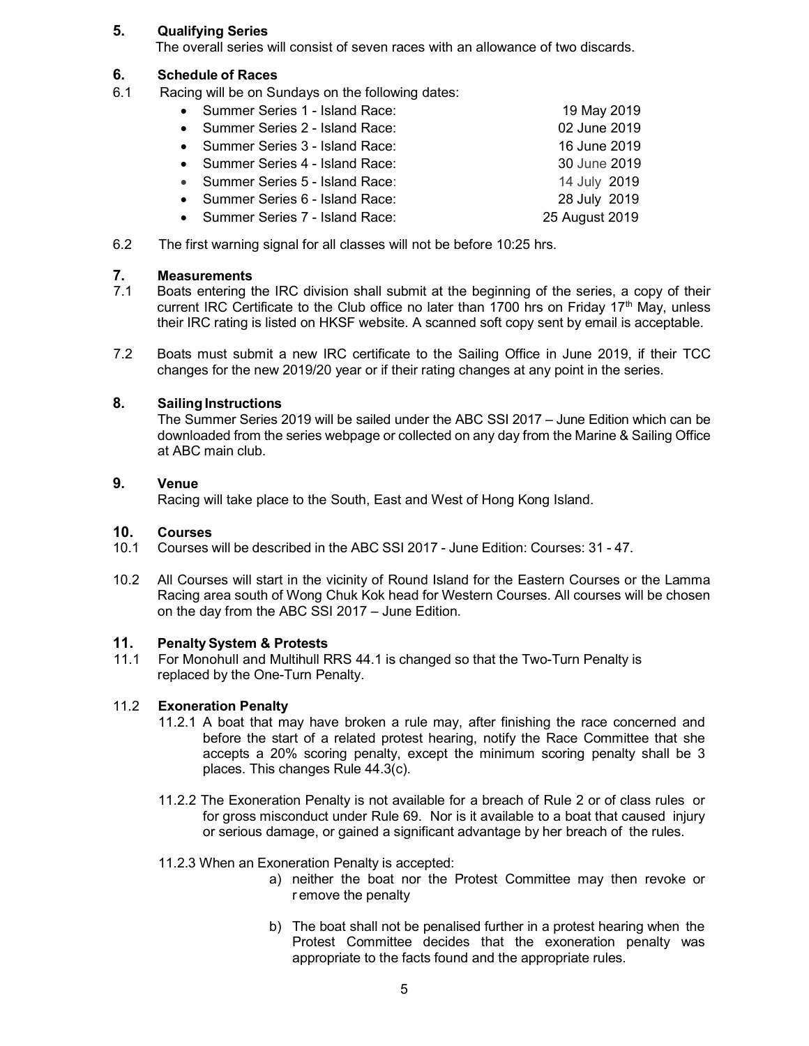## 5. Qualifying Series

The overall series will consist of seven races with an allowance of two discards.

## 6. Schedule of Races

6.1 Racing will be on Sundays on the following dates:

- Summer Series 1 - Island Race: 19 May 2019
- Summer Series 2 - Island Race: 02 June 2019
- Summer Series 3 - Island Race: 16 June 2019
- Summer Series 4 - Island Race: 30 June 2019
- Summer Series 5 - Island Race: 14 July 2019
- Summer Series 6 - Island Race: 28 July 2019
- Summer Series 7 - Island Race: 25 August 2019

6.2 The first warning signal for all classes will not be before 10:25 hrs.

## 7. Measurements

7.1 Boats entering the IRC division shall submit at the beginning of the series, a copy of their current IRC Certificate to the Club office no later than 1700 hrs on Friday 17th May, unless their IRC rating is listed on HKSF website. A scanned soft copy sent by email is acceptable.

7.2 Boats must submit a new IRC certificate to the Sailing Office in June 2019, if their TCC changes for the new 2019/20 year or if their rating changes at any point in the series.

## 8. Sailing Instructions

The Summer Series 2019 will be sailed under the ABC SSI 2017 – June Edition which can be downloaded from the series webpage or collected on any day from the Marine & Sailing Office at ABC main club.

## 9. Venue

Racing will take place to the South, East and West of Hong Kong Island.

## 10. Courses

10.1 Courses will be described in the ABC SSI 2017 - June Edition: Courses: 31 - 47.

10.2 All Courses will start in the vicinity of Round Island for the Eastern Courses or the Lamma Racing area south of Wong Chuk Kok head for Western Courses. All courses will be chosen on the day from the ABC SSI 2017 – June Edition.

## 11. Penalty System & Protests

11.1 For Monohull and Multihull RRS 44.1 is changed so that the Two-Turn Penalty is replaced by the One-Turn Penalty.

### 11.2 Exoneration Penalty

11.2.1 A boat that may have broken a rule may, after finishing the race concerned and before the start of a related protest hearing, notify the Race Committee that she accepts a 20% scoring penalty, except the minimum scoring penalty shall be 3 places. This changes Rule 44.3(c).

11.2.2 The Exoneration Penalty is not available for a breach of Rule 2 or of class rules or for gross misconduct under Rule 69. Nor is it available to a boat that caused injury or serious damage, or gained a significant advantage by her breach of the rules.

11.2.3 When an Exoneration Penalty is accepted:

a) neither the boat nor the Protest Committee may then revoke or remove the penalty

b) The boat shall not be penalised further in a protest hearing when the Protest Committee decides that the exoneration penalty was appropriate to the facts found and the appropriate rules.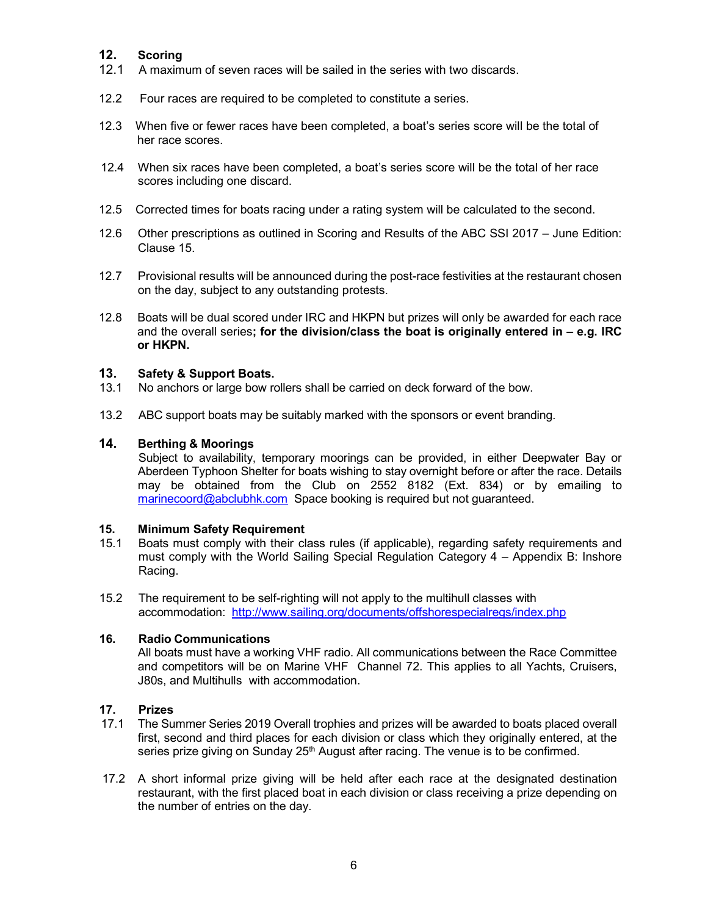## 12. Scoring

12.1 A maximum of seven races will be sailed in the series with two discards.

12.2 Four races are required to be completed to constitute a series.

12.3 When five or fewer races have been completed, a boat's series score will be the total of her race scores.

12.4 When six races have been completed, a boat's series score will be the total of her race scores including one discard.

12.5 Corrected times for boats racing under a rating system will be calculated to the second.

12.6 Other prescriptions as outlined in Scoring and Results of the ABC SSI 2017 – June Edition: Clause 15.

12.7 Provisional results will be announced during the post-race festivities at the restaurant chosen on the day, subject to any outstanding protests.

12.8 Boats will be dual scored under IRC and HKPN but prizes will only be awarded for each race and the overall series**; for the division/class the boat is originally entered in – e.g. IRC or HKPN.**

## 13. Safety & Support Boats.

13.1 No anchors or large bow rollers shall be carried on deck forward of the bow.

13.2 ABC support boats may be suitably marked with the sponsors or event branding.

## 14. Berthing & Moorings

Subject to availability, temporary moorings can be provided, in either Deepwater Bay or Aberdeen Typhoon Shelter for boats wishing to stay overnight before or after the race. Details may be obtained from the Club on 2552 8182 (Ext. 834) or by emailing to [marinecoord@abclubhk.com](mailto:marinecoord@abclubhk.com) Space booking is required but not guaranteed.

## 15. Minimum Safety Requirement

15.1 Boats must comply with their class rules (if applicable), regarding safety requirements and must comply with the World Sailing Special Regulation Category 4 – Appendix B: Inshore Racing.

15.2 The requirement to be self-righting will not apply to the multihull classes with accommodation: [http://www.sailing.org/documents/offshorespecialregs/index.php](http://www.sailing.org/documents/offshorespecialregs/index.php)

## 16. Radio Communications

All boats must have a working VHF radio. All communications between the Race Committee and competitors will be on Marine VHF Channel 72. This applies to all Yachts, Cruisers, J80s, and Multihulls with accommodation.

## 17. Prizes

17.1 The Summer Series 2019 Overall trophies and prizes will be awarded to boats placed overall first, second and third places for each division or class which they originally entered, at the series prize giving on Sunday 25th August after racing. The venue is to be confirmed.

17.2 A short informal prize giving will be held after each race at the designated destination restaurant, with the first placed boat in each division or class receiving a prize depending on the number of entries on the day.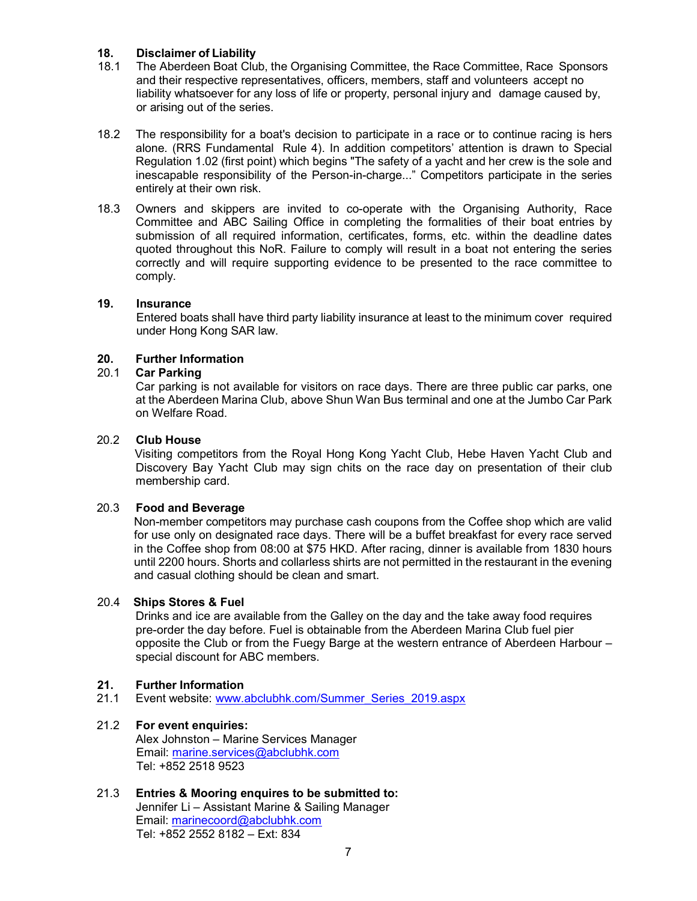## 18. Disclaimer of Liability

18.1 The Aberdeen Boat Club, the Organising Committee, the Race Committee, Race Sponsors and their respective representatives, officers, members, staff and volunteers accept no liability whatsoever for any loss of life or property, personal injury and damage caused by, or arising out of the series.

18.2 The responsibility for a boat's decision to participate in a race or to continue racing is hers alone. (RRS Fundamental Rule 4). In addition competitors' attention is drawn to Special Regulation 1.02 (first point) which begins "The safety of a yacht and her crew is the sole and inescapable responsibility of the Person-in-charge..." Competitors participate in the series entirely at their own risk.

18.3 Owners and skippers are invited to co-operate with the Organising Authority, Race Committee and ABC Sailing Office in completing the formalities of their boat entries by submission of all required information, certificates, forms, etc. within the deadline dates quoted throughout this NoR. Failure to comply will result in a boat not entering the series correctly and will require supporting evidence to be presented to the race committee to comply.

## 19. Insurance

Entered boats shall have third party liability insurance at least to the minimum cover required under Hong Kong SAR law.

## 20. Further Information

### 20.1 Car Parking

Car parking is not available for visitors on race days. There are three public car parks, one at the Aberdeen Marina Club, above Shun Wan Bus terminal and one at the Jumbo Car Park on Welfare Road.

### 20.2 Club House

Visiting competitors from the Royal Hong Kong Yacht Club, Hebe Haven Yacht Club and Discovery Bay Yacht Club may sign chits on the race day on presentation of their club membership card.

### 20.3 Food and Beverage

Non-member competitors may purchase cash coupons from the Coffee shop which are valid for use only on designated race days. There will be a buffet breakfast for every race served in the Coffee shop from 08:00 at $75 HKD. After racing, dinner is available from 1830 hours until 2200 hours. Shorts and collarless shirts are not permitted in the restaurant in the evening and casual clothing should be clean and smart.

### 20.4 Ships Stores & Fuel

Drinks and ice are available from the Galley on the day and the take away food requires pre-order the day before. Fuel is obtainable from the Aberdeen Marina Club fuel pier opposite the Club or from the Fuegy Barge at the western entrance of Aberdeen Harbour – special discount for ABC members.

## 21. Further Information

21.1 Event website: www.abclubhk.com/Summer_Series_2019.aspx

### 21.2 For event enquiries:

Alex Johnston – Marine Services Manager
Email: marine.services@abclubhk.com
Tel: +852 2518 9523

### 21.3 Entries & Mooring enquires to be submitted to:

Jennifer Li – Assistant Marine & Sailing Manager
Email: marinecoord@abclubhk.com
Tel: +852 2552 8182 – Ext: 834